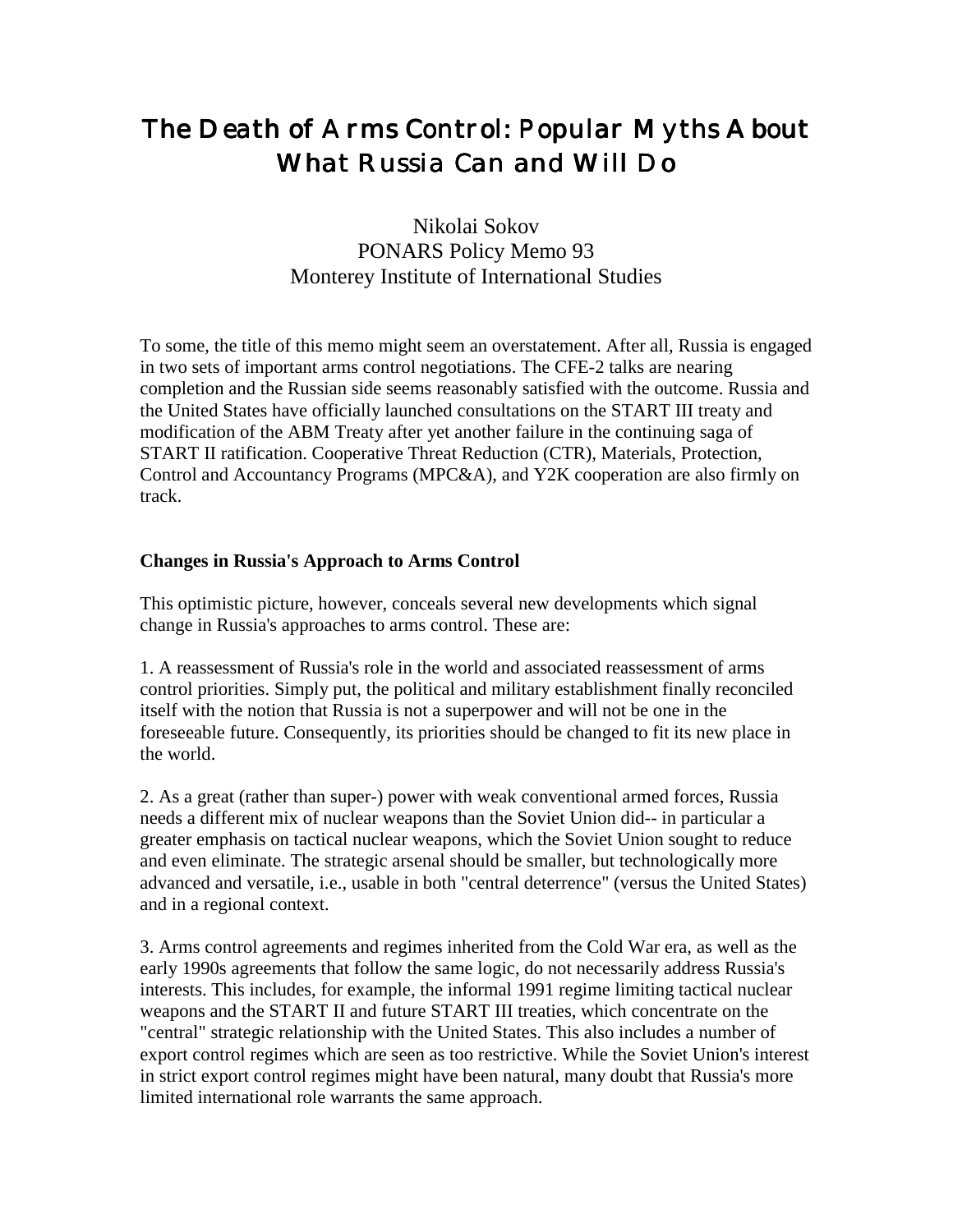# The Death of Arms Control: Popular Myths About What Russia Can and Will Do

Nikolai Sokov
PONARS Policy Memo 93
Monterey Institute of International Studies

To some, the title of this memo might seem an overstatement. After all, Russia is engaged in two sets of important arms control negotiations. The CFE-2 talks are nearing completion and the Russian side seems reasonably satisfied with the outcome. Russia and the United States have officially launched consultations on the START III treaty and modification of the ABM Treaty after yet another failure in the continuing saga of START II ratification. Cooperative Threat Reduction (CTR), Materials, Protection, Control and Accountancy Programs (MPC&A), and Y2K cooperation are also firmly on track.

**Changes in Russia's Approach to Arms Control**

This optimistic picture, however, conceals several new developments which signal change in Russia's approaches to arms control. These are:

1. A reassessment of Russia's role in the world and associated reassessment of arms control priorities. Simply put, the political and military establishment finally reconciled itself with the notion that Russia is not a superpower and will not be one in the foreseeable future. Consequently, its priorities should be changed to fit its new place in the world.

2. As a great (rather than super-) power with weak conventional armed forces, Russia needs a different mix of nuclear weapons than the Soviet Union did-- in particular a greater emphasis on tactical nuclear weapons, which the Soviet Union sought to reduce and even eliminate. The strategic arsenal should be smaller, but technologically more advanced and versatile, i.e., usable in both "central deterrence" (versus the United States) and in a regional context.

3. Arms control agreements and regimes inherited from the Cold War era, as well as the early 1990s agreements that follow the same logic, do not necessarily address Russia's interests. This includes, for example, the informal 1991 regime limiting tactical nuclear weapons and the START II and future START III treaties, which concentrate on the "central" strategic relationship with the United States. This also includes a number of export control regimes which are seen as too restrictive. While the Soviet Union's interest in strict export control regimes might have been natural, many doubt that Russia's more limited international role warrants the same approach.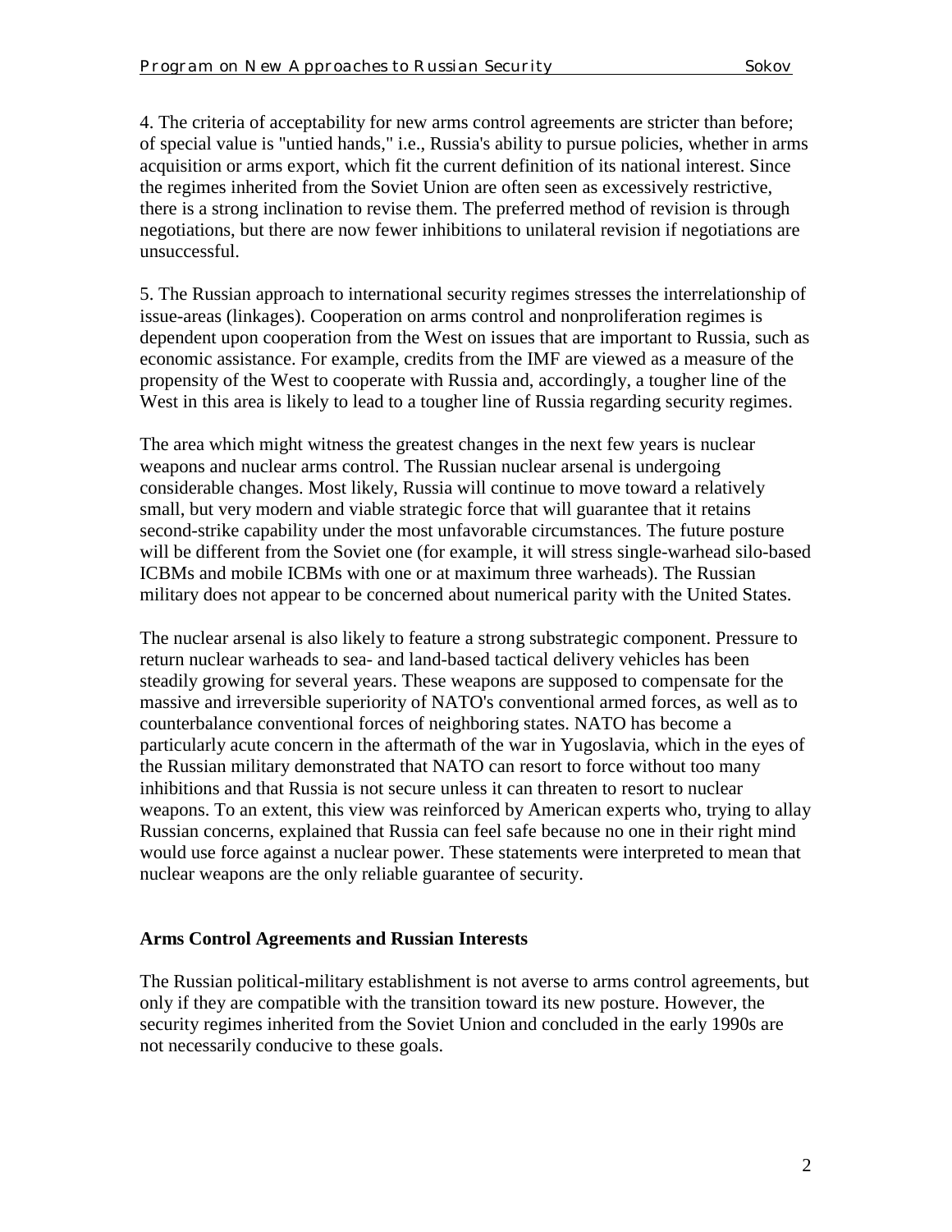4. The criteria of acceptability for new arms control agreements are stricter than before; of special value is "untied hands," i.e., Russia's ability to pursue policies, whether in arms acquisition or arms export, which fit the current definition of its national interest. Since the regimes inherited from the Soviet Union are often seen as excessively restrictive, there is a strong inclination to revise them. The preferred method of revision is through negotiations, but there are now fewer inhibitions to unilateral revision if negotiations are unsuccessful.

5. The Russian approach to international security regimes stresses the interrelationship of issue-areas (linkages). Cooperation on arms control and nonproliferation regimes is dependent upon cooperation from the West on issues that are important to Russia, such as economic assistance. For example, credits from the IMF are viewed as a measure of the propensity of the West to cooperate with Russia and, accordingly, a tougher line of the West in this area is likely to lead to a tougher line of Russia regarding security regimes.

The area which might witness the greatest changes in the next few years is nuclear weapons and nuclear arms control. The Russian nuclear arsenal is undergoing considerable changes. Most likely, Russia will continue to move toward a relatively small, but very modern and viable strategic force that will guarantee that it retains second-strike capability under the most unfavorable circumstances. The future posture will be different from the Soviet one (for example, it will stress single-warhead silo-based ICBMs and mobile ICBMs with one or at maximum three warheads). The Russian military does not appear to be concerned about numerical parity with the United States.

The nuclear arsenal is also likely to feature a strong substrategic component. Pressure to return nuclear warheads to sea- and land-based tactical delivery vehicles has been steadily growing for several years. These weapons are supposed to compensate for the massive and irreversible superiority of NATO's conventional armed forces, as well as to counterbalance conventional forces of neighboring states. NATO has become a particularly acute concern in the aftermath of the war in Yugoslavia, which in the eyes of the Russian military demonstrated that NATO can resort to force without too many inhibitions and that Russia is not secure unless it can threaten to resort to nuclear weapons. To an extent, this view was reinforced by American experts who, trying to allay Russian concerns, explained that Russia can feel safe because no one in their right mind would use force against a nuclear power. These statements were interpreted to mean that nuclear weapons are the only reliable guarantee of security.

**Arms Control Agreements and Russian Interests**

The Russian political-military establishment is not averse to arms control agreements, but only if they are compatible with the transition toward its new posture. However, the security regimes inherited from the Soviet Union and concluded in the early 1990s are not necessarily conducive to these goals.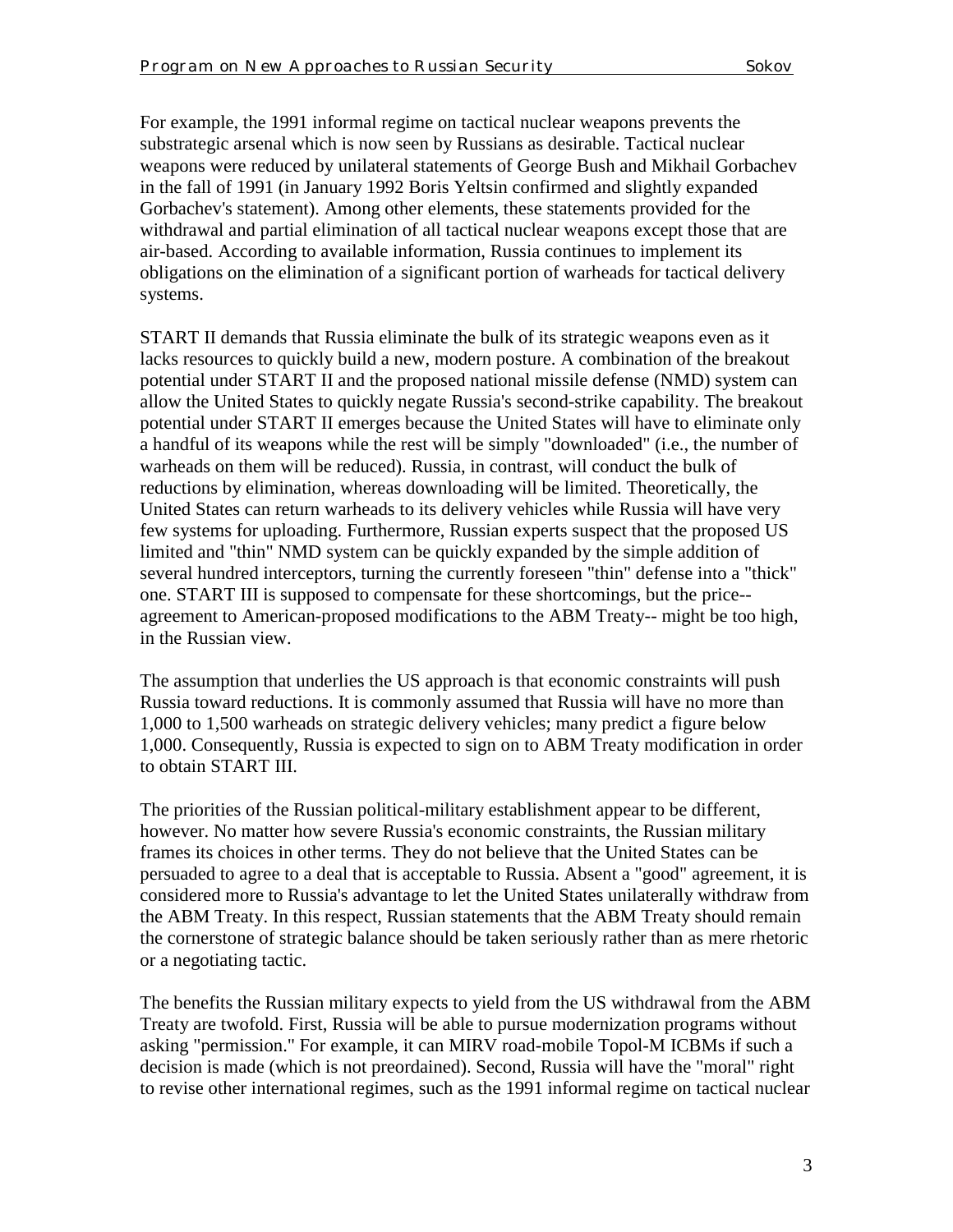For example, the 1991 informal regime on tactical nuclear weapons prevents the substrategic arsenal which is now seen by Russians as desirable. Tactical nuclear weapons were reduced by unilateral statements of George Bush and Mikhail Gorbachev in the fall of 1991 (in January 1992 Boris Yeltsin confirmed and slightly expanded Gorbachev's statement). Among other elements, these statements provided for the withdrawal and partial elimination of all tactical nuclear weapons except those that are air-based. According to available information, Russia continues to implement its obligations on the elimination of a significant portion of warheads for tactical delivery systems.

START II demands that Russia eliminate the bulk of its strategic weapons even as it lacks resources to quickly build a new, modern posture. A combination of the breakout potential under START II and the proposed national missile defense (NMD) system can allow the United States to quickly negate Russia's second-strike capability. The breakout potential under START II emerges because the United States will have to eliminate only a handful of its weapons while the rest will be simply "downloaded" (i.e., the number of warheads on them will be reduced). Russia, in contrast, will conduct the bulk of reductions by elimination, whereas downloading will be limited. Theoretically, the United States can return warheads to its delivery vehicles while Russia will have very few systems for uploading. Furthermore, Russian experts suspect that the proposed US limited and "thin" NMD system can be quickly expanded by the simple addition of several hundred interceptors, turning the currently foreseen "thin" defense into a "thick" one. START III is supposed to compensate for these shortcomings, but the price--agreement to American-proposed modifications to the ABM Treaty-- might be too high, in the Russian view.

The assumption that underlies the US approach is that economic constraints will push Russia toward reductions. It is commonly assumed that Russia will have no more than 1,000 to 1,500 warheads on strategic delivery vehicles; many predict a figure below 1,000. Consequently, Russia is expected to sign on to ABM Treaty modification in order to obtain START III.

The priorities of the Russian political-military establishment appear to be different, however. No matter how severe Russia's economic constraints, the Russian military frames its choices in other terms. They do not believe that the United States can be persuaded to agree to a deal that is acceptable to Russia. Absent a "good" agreement, it is considered more to Russia's advantage to let the United States unilaterally withdraw from the ABM Treaty. In this respect, Russian statements that the ABM Treaty should remain the cornerstone of strategic balance should be taken seriously rather than as mere rhetoric or a negotiating tactic.

The benefits the Russian military expects to yield from the US withdrawal from the ABM Treaty are twofold. First, Russia will be able to pursue modernization programs without asking "permission." For example, it can MIRV road-mobile Topol-M ICBMs if such a decision is made (which is not preordained). Second, Russia will have the "moral" right to revise other international regimes, such as the 1991 informal regime on tactical nuclear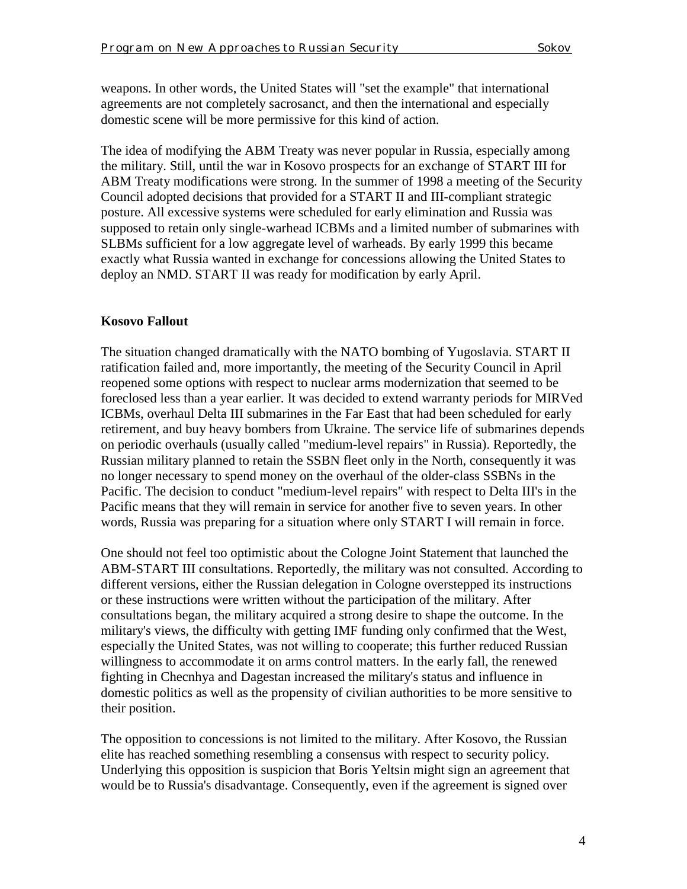weapons. In other words, the United States will "set the example" that international agreements are not completely sacrosanct, and then the international and especially domestic scene will be more permissive for this kind of action.

The idea of modifying the ABM Treaty was never popular in Russia, especially among the military. Still, until the war in Kosovo prospects for an exchange of START III for ABM Treaty modifications were strong. In the summer of 1998 a meeting of the Security Council adopted decisions that provided for a START II and III-compliant strategic posture. All excessive systems were scheduled for early elimination and Russia was supposed to retain only single-warhead ICBMs and a limited number of submarines with SLBMs sufficient for a low aggregate level of warheads. By early 1999 this became exactly what Russia wanted in exchange for concessions allowing the United States to deploy an NMD. START II was ready for modification by early April.

**Kosovo Fallout**

The situation changed dramatically with the NATO bombing of Yugoslavia. START II ratification failed and, more importantly, the meeting of the Security Council in April reopened some options with respect to nuclear arms modernization that seemed to be foreclosed less than a year earlier. It was decided to extend warranty periods for MIRVed ICBMs, overhaul Delta III submarines in the Far East that had been scheduled for early retirement, and buy heavy bombers from Ukraine. The service life of submarines depends on periodic overhauls (usually called "medium-level repairs" in Russia). Reportedly, the Russian military planned to retain the SSBN fleet only in the North, consequently it was no longer necessary to spend money on the overhaul of the older-class SSBNs in the Pacific. The decision to conduct "medium-level repairs" with respect to Delta III's in the Pacific means that they will remain in service for another five to seven years. In other words, Russia was preparing for a situation where only START I will remain in force.

One should not feel too optimistic about the Cologne Joint Statement that launched the ABM-START III consultations. Reportedly, the military was not consulted. According to different versions, either the Russian delegation in Cologne overstepped its instructions or these instructions were written without the participation of the military. After consultations began, the military acquired a strong desire to shape the outcome. In the military's views, the difficulty with getting IMF funding only confirmed that the West, especially the United States, was not willing to cooperate; this further reduced Russian willingness to accommodate it on arms control matters. In the early fall, the renewed fighting in Checnhya and Dagestan increased the military's status and influence in domestic politics as well as the propensity of civilian authorities to be more sensitive to their position.

The opposition to concessions is not limited to the military. After Kosovo, the Russian elite has reached something resembling a consensus with respect to security policy. Underlying this opposition is suspicion that Boris Yeltsin might sign an agreement that would be to Russia's disadvantage. Consequently, even if the agreement is signed over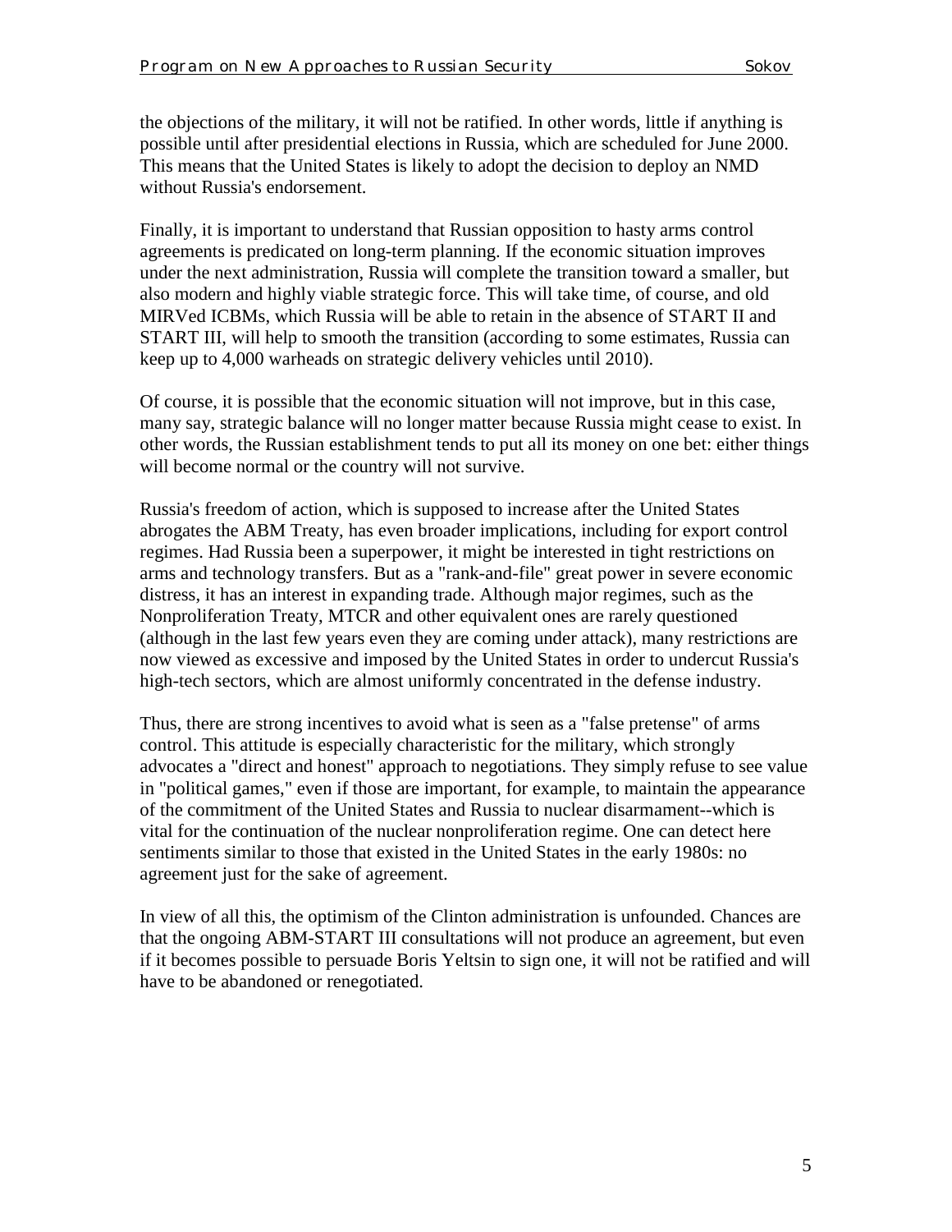the objections of the military, it will not be ratified. In other words, little if anything is possible until after presidential elections in Russia, which are scheduled for June 2000. This means that the United States is likely to adopt the decision to deploy an NMD without Russia's endorsement.

Finally, it is important to understand that Russian opposition to hasty arms control agreements is predicated on long-term planning. If the economic situation improves under the next administration, Russia will complete the transition toward a smaller, but also modern and highly viable strategic force. This will take time, of course, and old MIRVed ICBMs, which Russia will be able to retain in the absence of START II and START III, will help to smooth the transition (according to some estimates, Russia can keep up to 4,000 warheads on strategic delivery vehicles until 2010).

Of course, it is possible that the economic situation will not improve, but in this case, many say, strategic balance will no longer matter because Russia might cease to exist. In other words, the Russian establishment tends to put all its money on one bet: either things will become normal or the country will not survive.

Russia's freedom of action, which is supposed to increase after the United States abrogates the ABM Treaty, has even broader implications, including for export control regimes. Had Russia been a superpower, it might be interested in tight restrictions on arms and technology transfers. But as a "rank-and-file" great power in severe economic distress, it has an interest in expanding trade. Although major regimes, such as the Nonproliferation Treaty, MTCR and other equivalent ones are rarely questioned (although in the last few years even they are coming under attack), many restrictions are now viewed as excessive and imposed by the United States in order to undercut Russia's high-tech sectors, which are almost uniformly concentrated in the defense industry.

Thus, there are strong incentives to avoid what is seen as a "false pretense" of arms control. This attitude is especially characteristic for the military, which strongly advocates a "direct and honest" approach to negotiations. They simply refuse to see value in "political games," even if those are important, for example, to maintain the appearance of the commitment of the United States and Russia to nuclear disarmament--which is vital for the continuation of the nuclear nonproliferation regime. One can detect here sentiments similar to those that existed in the United States in the early 1980s: no agreement just for the sake of agreement.

In view of all this, the optimism of the Clinton administration is unfounded. Chances are that the ongoing ABM-START III consultations will not produce an agreement, but even if it becomes possible to persuade Boris Yeltsin to sign one, it will not be ratified and will have to be abandoned or renegotiated.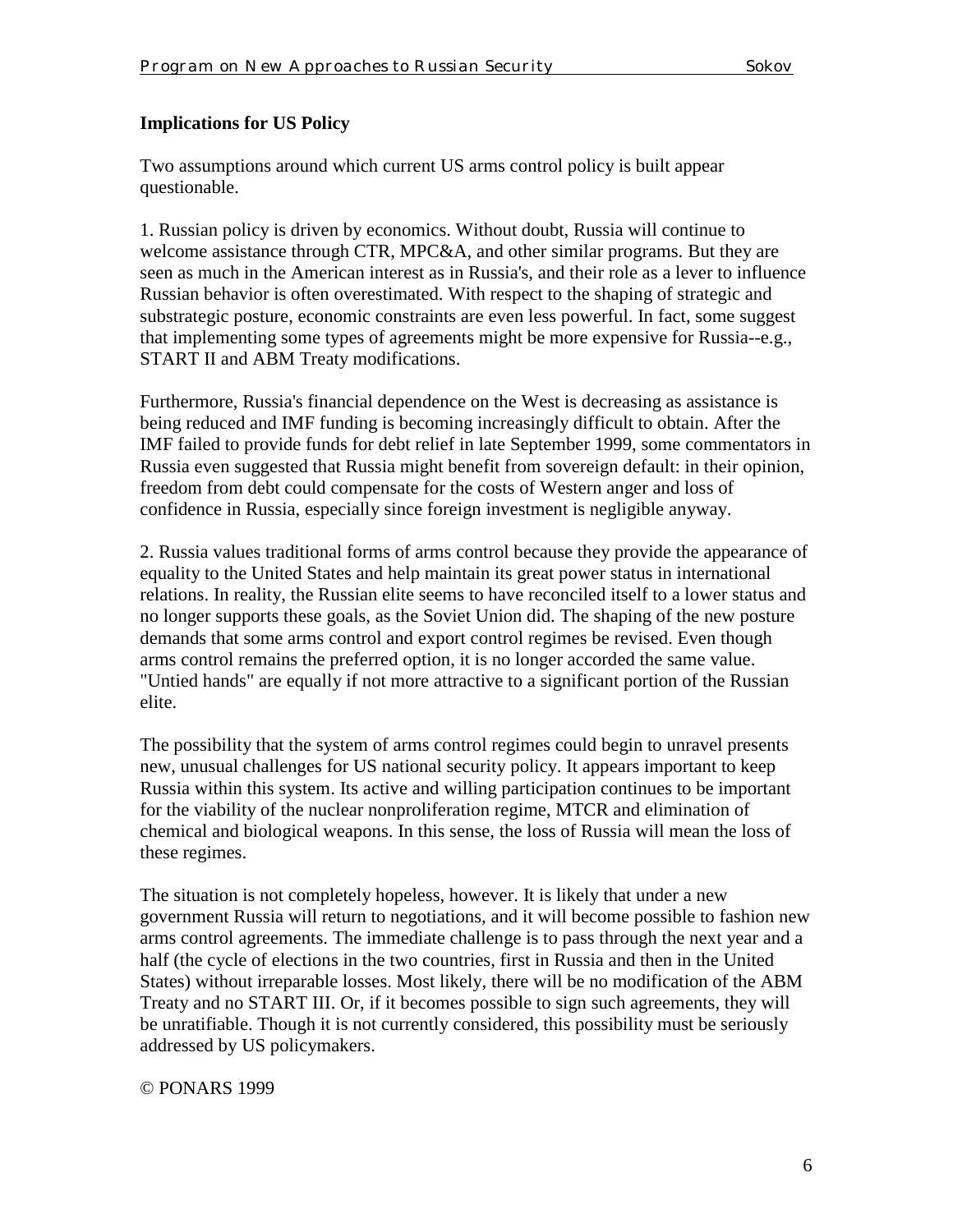**Implications for US Policy**

Two assumptions around which current US arms control policy is built appear questionable.

1. Russian policy is driven by economics. Without doubt, Russia will continue to welcome assistance through CTR, MPC&A, and other similar programs. But they are seen as much in the American interest as in Russia's, and their role as a lever to influence Russian behavior is often overestimated. With respect to the shaping of strategic and substrategic posture, economic constraints are even less powerful. In fact, some suggest that implementing some types of agreements might be more expensive for Russia--e.g., START II and ABM Treaty modifications.

Furthermore, Russia's financial dependence on the West is decreasing as assistance is being reduced and IMF funding is becoming increasingly difficult to obtain. After the IMF failed to provide funds for debt relief in late September 1999, some commentators in Russia even suggested that Russia might benefit from sovereign default: in their opinion, freedom from debt could compensate for the costs of Western anger and loss of confidence in Russia, especially since foreign investment is negligible anyway.

2. Russia values traditional forms of arms control because they provide the appearance of equality to the United States and help maintain its great power status in international relations. In reality, the Russian elite seems to have reconciled itself to a lower status and no longer supports these goals, as the Soviet Union did. The shaping of the new posture demands that some arms control and export control regimes be revised. Even though arms control remains the preferred option, it is no longer accorded the same value. "Untied hands" are equally if not more attractive to a significant portion of the Russian elite.

The possibility that the system of arms control regimes could begin to unravel presents new, unusual challenges for US national security policy. It appears important to keep Russia within this system. Its active and willing participation continues to be important for the viability of the nuclear nonproliferation regime, MTCR and elimination of chemical and biological weapons. In this sense, the loss of Russia will mean the loss of these regimes.

The situation is not completely hopeless, however. It is likely that under a new government Russia will return to negotiations, and it will become possible to fashion new arms control agreements. The immediate challenge is to pass through the next year and a half (the cycle of elections in the two countries, first in Russia and then in the United States) without irreparable losses. Most likely, there will be no modification of the ABM Treaty and no START III. Or, if it becomes possible to sign such agreements, they will be unratifiable. Though it is not currently considered, this possibility must be seriously addressed by US policymakers.

© PONARS 1999